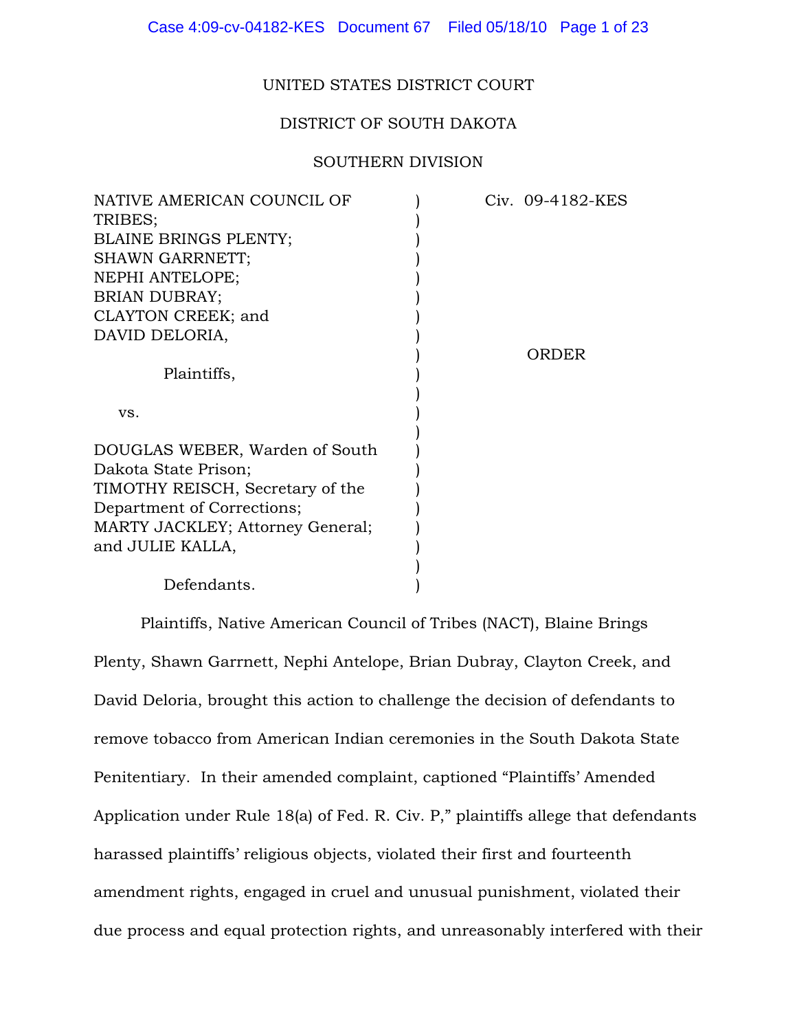UNITED STATES DISTRICT COURT

DISTRICT OF SOUTH DAKOTA

SOUTHERN DIVISION

| | |
|---|---|
| NATIVE AMERICAN COUNCIL OF TRIBES;<br>BLAINE BRINGS PLENTY;<br>SHAWN GARRNETT;<br>NEPHI ANTELOPE;<br>BRIAN DUBRAY;<br>CLAYTON CREEK; and<br>DAVID DELORIA,<br><br>Plaintiffs,<br><br>vs.<br><br>DOUGLAS WEBER, Warden of South Dakota State Prison;<br>TIMOTHY REISCH, Secretary of the Department of Corrections;<br>MARTY JACKLEY; Attorney General;<br>and JULIE KALLA,<br><br>Defendants. | Civ. 09-4182-KES<br><br>ORDER |

Plaintiffs, Native American Council of Tribes (NACT), Blaine Brings Plenty, Shawn Garrnett, Nephi Antelope, Brian Dubray, Clayton Creek, and David Deloria, brought this action to challenge the decision of defendants to remove tobacco from American Indian ceremonies in the South Dakota State Penitentiary. In their amended complaint, captioned "Plaintiffs' Amended Application under Rule 18(a) of Fed. R. Civ. P," plaintiffs allege that defendants harassed plaintiffs' religious objects, violated their first and fourteenth amendment rights, engaged in cruel and unusual punishment, violated their due process and equal protection rights, and unreasonably interfered with their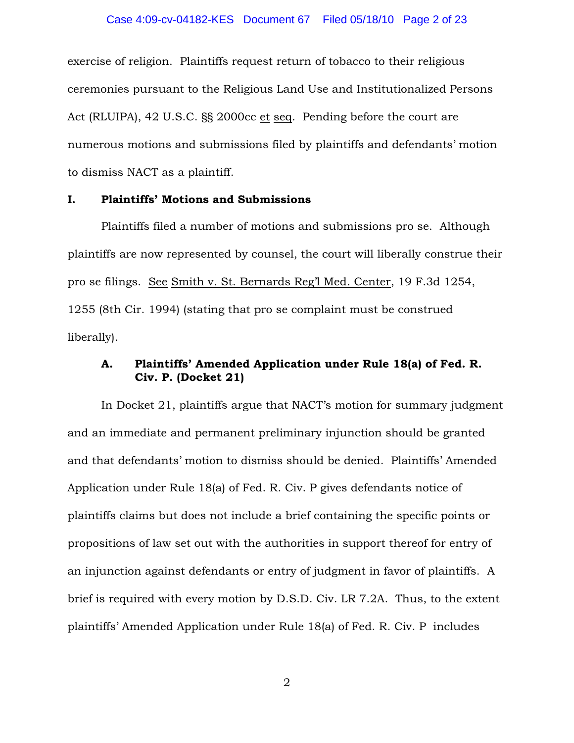exercise of religion. Plaintiffs request return of tobacco to their religious ceremonies pursuant to the Religious Land Use and Institutionalized Persons Act (RLUIPA), 42 U.S.C. §§ 2000cc et seq. Pending before the court are numerous motions and submissions filed by plaintiffs and defendants' motion to dismiss NACT as a plaintiff.

## I. Plaintiffs' Motions and Submissions

Plaintiffs filed a number of motions and submissions pro se. Although plaintiffs are now represented by counsel, the court will liberally construe their pro se filings. See Smith v. St. Bernards Reg'l Med. Center, 19 F.3d 1254, 1255 (8th Cir. 1994) (stating that pro se complaint must be construed liberally).

### A. Plaintiffs' Amended Application under Rule 18(a) of Fed. R. Civ. P. (Docket 21)

In Docket 21, plaintiffs argue that NACT's motion for summary judgment and an immediate and permanent preliminary injunction should be granted and that defendants' motion to dismiss should be denied. Plaintiffs' Amended Application under Rule 18(a) of Fed. R. Civ. P gives defendants notice of plaintiffs claims but does not include a brief containing the specific points or propositions of law set out with the authorities in support thereof for entry of an injunction against defendants or entry of judgment in favor of plaintiffs. A brief is required with every motion by D.S.D. Civ. LR 7.2A. Thus, to the extent plaintiffs' Amended Application under Rule 18(a) of Fed. R. Civ. P includes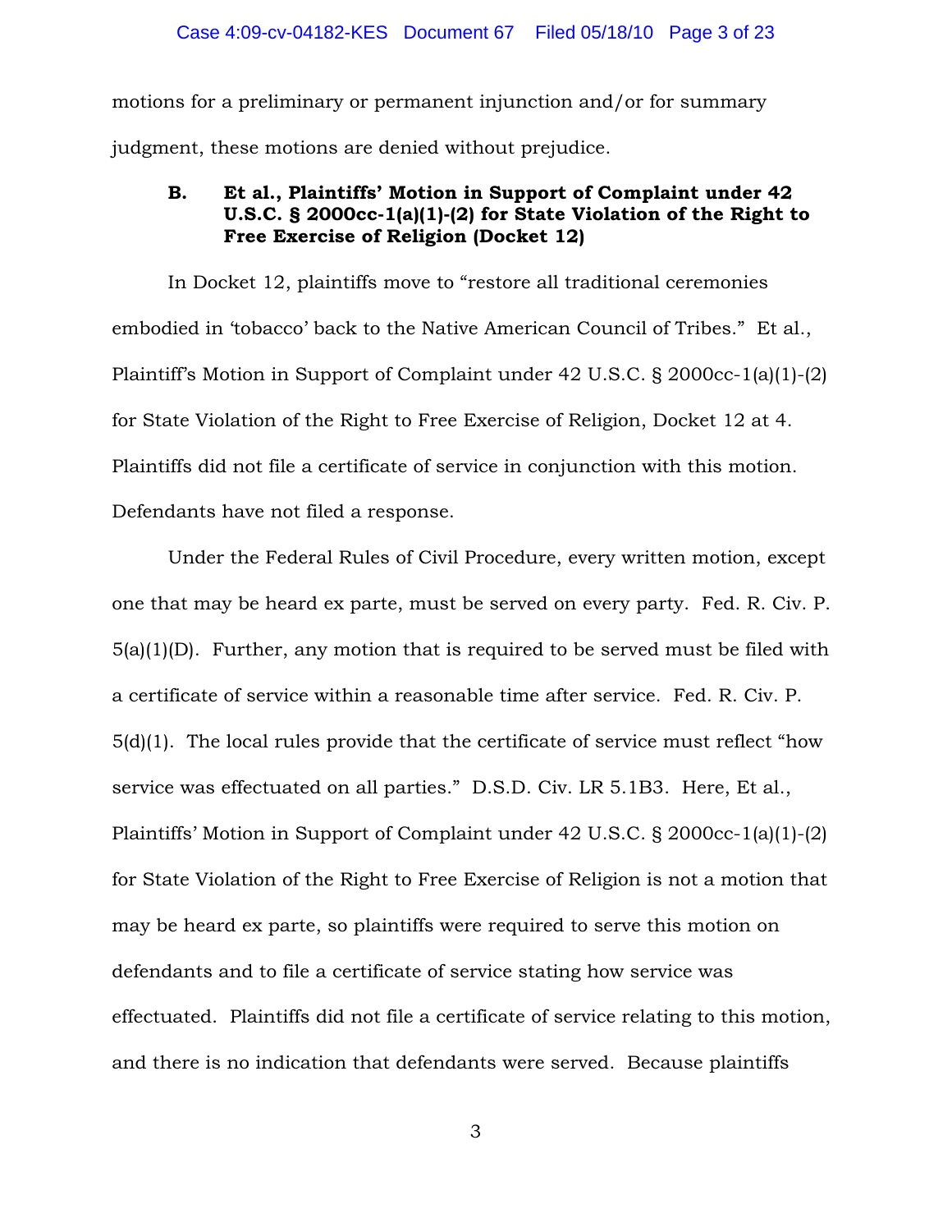motions for a preliminary or permanent injunction and/or for summary judgment, these motions are denied without prejudice.

### B. Et al., Plaintiffs' Motion in Support of Complaint under 42 U.S.C. § 2000cc-1(a)(1)-(2) for State Violation of the Right to Free Exercise of Religion (Docket 12)

In Docket 12, plaintiffs move to "restore all traditional ceremonies embodied in 'tobacco' back to the Native American Council of Tribes." Et al., Plaintiff's Motion in Support of Complaint under 42 U.S.C. § 2000cc-1(a)(1)-(2) for State Violation of the Right to Free Exercise of Religion, Docket 12 at 4. Plaintiffs did not file a certificate of service in conjunction with this motion. Defendants have not filed a response.

Under the Federal Rules of Civil Procedure, every written motion, except one that may be heard ex parte, must be served on every party. Fed. R. Civ. P. 5(a)(1)(D). Further, any motion that is required to be served must be filed with a certificate of service within a reasonable time after service. Fed. R. Civ. P. 5(d)(1). The local rules provide that the certificate of service must reflect "how service was effectuated on all parties." D.S.D. Civ. LR 5.1B3. Here, Et al., Plaintiffs' Motion in Support of Complaint under 42 U.S.C. § 2000cc-1(a)(1)-(2) for State Violation of the Right to Free Exercise of Religion is not a motion that may be heard ex parte, so plaintiffs were required to serve this motion on defendants and to file a certificate of service stating how service was effectuated. Plaintiffs did not file a certificate of service relating to this motion, and there is no indication that defendants were served. Because plaintiffs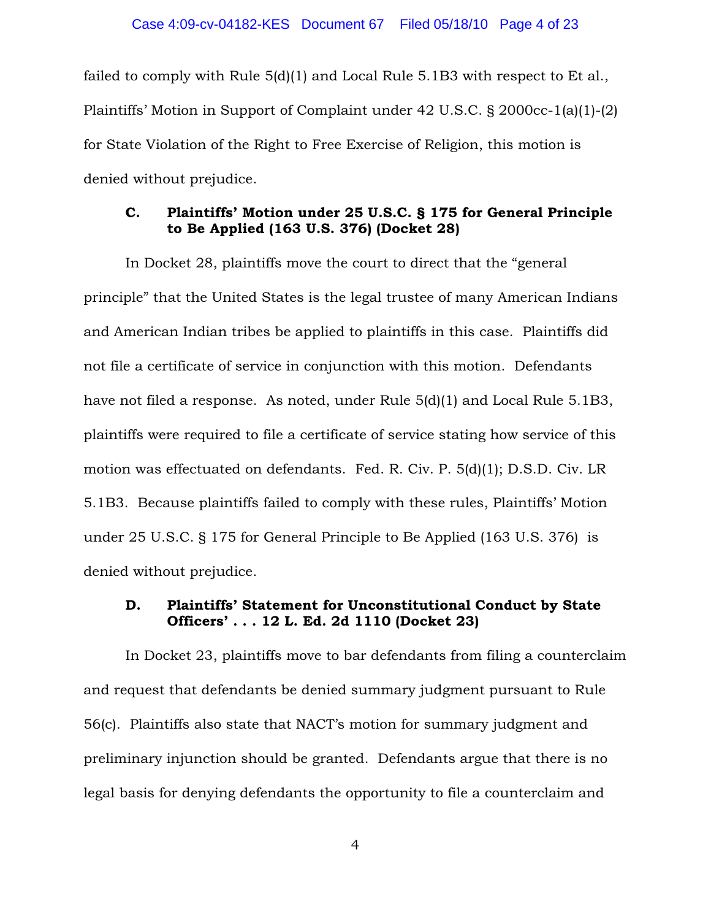failed to comply with Rule 5(d)(1) and Local Rule 5.1B3 with respect to Et al., Plaintiffs' Motion in Support of Complaint under 42 U.S.C. § 2000cc-1(a)(1)-(2) for State Violation of the Right to Free Exercise of Religion, this motion is denied without prejudice.

### C. Plaintiffs' Motion under 25 U.S.C. § 175 for General Principle to Be Applied (163 U.S. 376) (Docket 28)

In Docket 28, plaintiffs move the court to direct that the "general principle" that the United States is the legal trustee of many American Indians and American Indian tribes be applied to plaintiffs in this case. Plaintiffs did not file a certificate of service in conjunction with this motion. Defendants have not filed a response. As noted, under Rule 5(d)(1) and Local Rule 5.1B3, plaintiffs were required to file a certificate of service stating how service of this motion was effectuated on defendants. Fed. R. Civ. P. 5(d)(1); D.S.D. Civ. LR 5.1B3. Because plaintiffs failed to comply with these rules, Plaintiffs' Motion under 25 U.S.C. § 175 for General Principle to Be Applied (163 U.S. 376) is denied without prejudice.

### D. Plaintiffs' Statement for Unconstitutional Conduct by State Officers' . . . 12 L. Ed. 2d 1110 (Docket 23)

In Docket 23, plaintiffs move to bar defendants from filing a counterclaim and request that defendants be denied summary judgment pursuant to Rule 56(c). Plaintiffs also state that NACT's motion for summary judgment and preliminary injunction should be granted. Defendants argue that there is no legal basis for denying defendants the opportunity to file a counterclaim and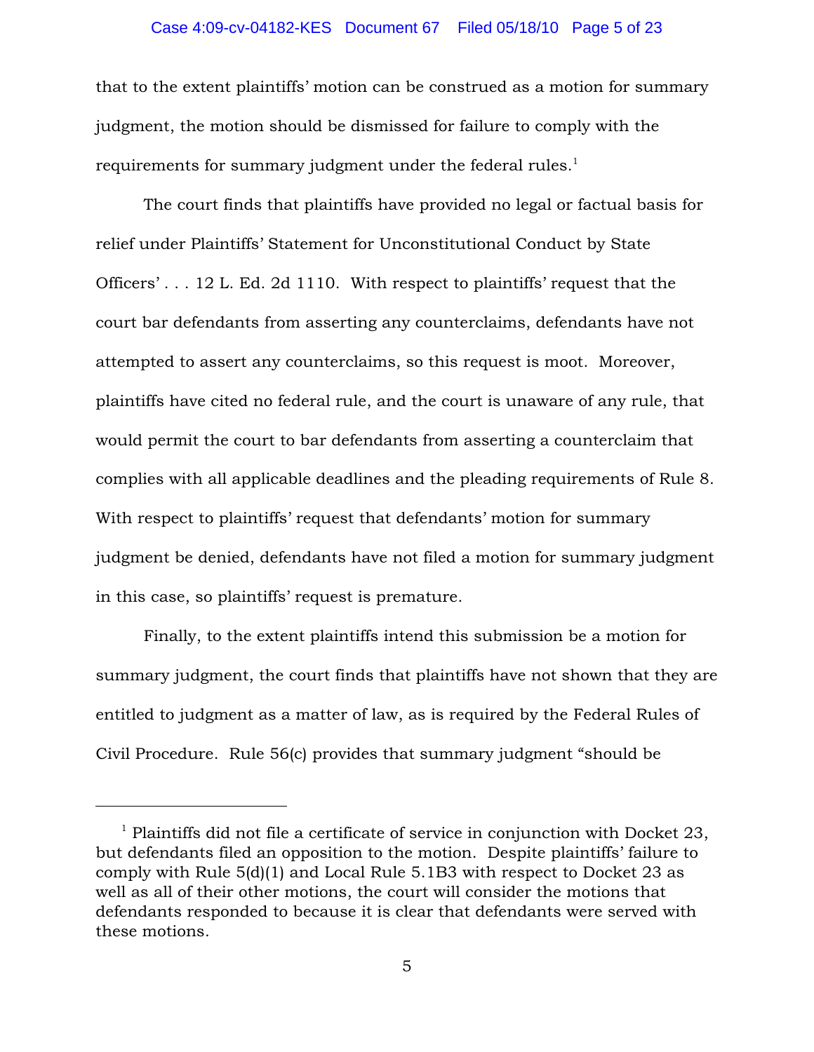that to the extent plaintiffs' motion can be construed as a motion for summary judgment, the motion should be dismissed for failure to comply with the requirements for summary judgment under the federal rules.[1]

The court finds that plaintiffs have provided no legal or factual basis for relief under Plaintiffs' Statement for Unconstitutional Conduct by State Officers' . . . 12 L. Ed. 2d 1110. With respect to plaintiffs' request that the court bar defendants from asserting any counterclaims, defendants have not attempted to assert any counterclaims, so this request is moot. Moreover, plaintiffs have cited no federal rule, and the court is unaware of any rule, that would permit the court to bar defendants from asserting a counterclaim that complies with all applicable deadlines and the pleading requirements of Rule 8. With respect to plaintiffs' request that defendants' motion for summary judgment be denied, defendants have not filed a motion for summary judgment in this case, so plaintiffs' request is premature.

Finally, to the extent plaintiffs intend this submission be a motion for summary judgment, the court finds that plaintiffs have not shown that they are entitled to judgment as a matter of law, as is required by the Federal Rules of Civil Procedure. Rule 56(c) provides that summary judgment "should be

---

[1] Plaintiffs did not file a certificate of service in conjunction with Docket 23, but defendants filed an opposition to the motion. Despite plaintiffs' failure to comply with Rule 5(d)(1) and Local Rule 5.1B3 with respect to Docket 23 as well as all of their other motions, the court will consider the motions that defendants responded to because it is clear that defendants were served with these motions.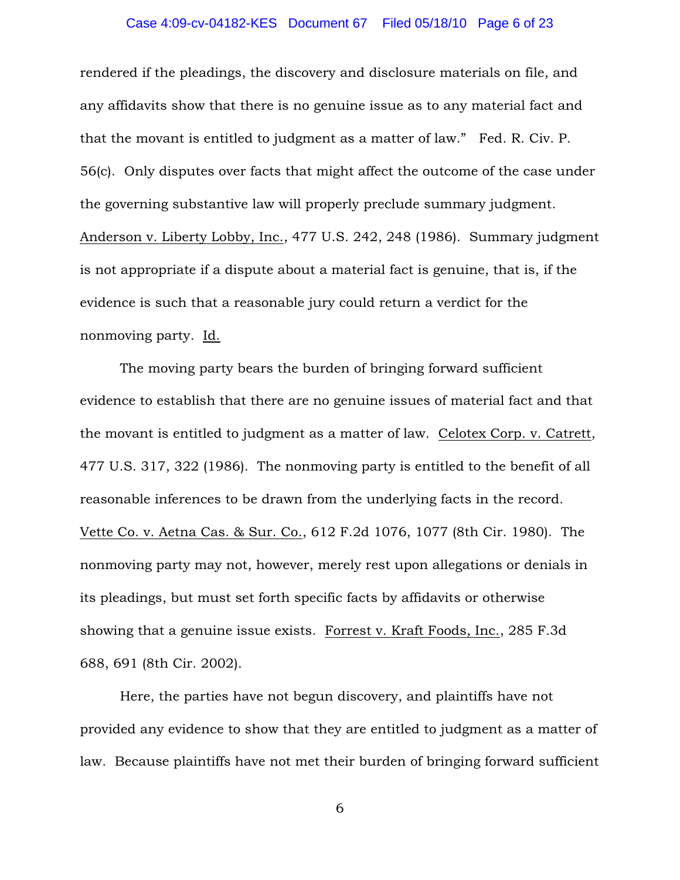rendered if the pleadings, the discovery and disclosure materials on file, and any affidavits show that there is no genuine issue as to any material fact and that the movant is entitled to judgment as a matter of law." Fed. R. Civ. P. 56(c). Only disputes over facts that might affect the outcome of the case under the governing substantive law will properly preclude summary judgment. Anderson v. Liberty Lobby, Inc., 477 U.S. 242, 248 (1986). Summary judgment is not appropriate if a dispute about a material fact is genuine, that is, if the evidence is such that a reasonable jury could return a verdict for the nonmoving party. Id.

The moving party bears the burden of bringing forward sufficient evidence to establish that there are no genuine issues of material fact and that the movant is entitled to judgment as a matter of law. Celotex Corp. v. Catrett, 477 U.S. 317, 322 (1986). The nonmoving party is entitled to the benefit of all reasonable inferences to be drawn from the underlying facts in the record. Vette Co. v. Aetna Cas. & Sur. Co., 612 F.2d 1076, 1077 (8th Cir. 1980). The nonmoving party may not, however, merely rest upon allegations or denials in its pleadings, but must set forth specific facts by affidavits or otherwise showing that a genuine issue exists. Forrest v. Kraft Foods, Inc., 285 F.3d 688, 691 (8th Cir. 2002).

Here, the parties have not begun discovery, and plaintiffs have not provided any evidence to show that they are entitled to judgment as a matter of law. Because plaintiffs have not met their burden of bringing forward sufficient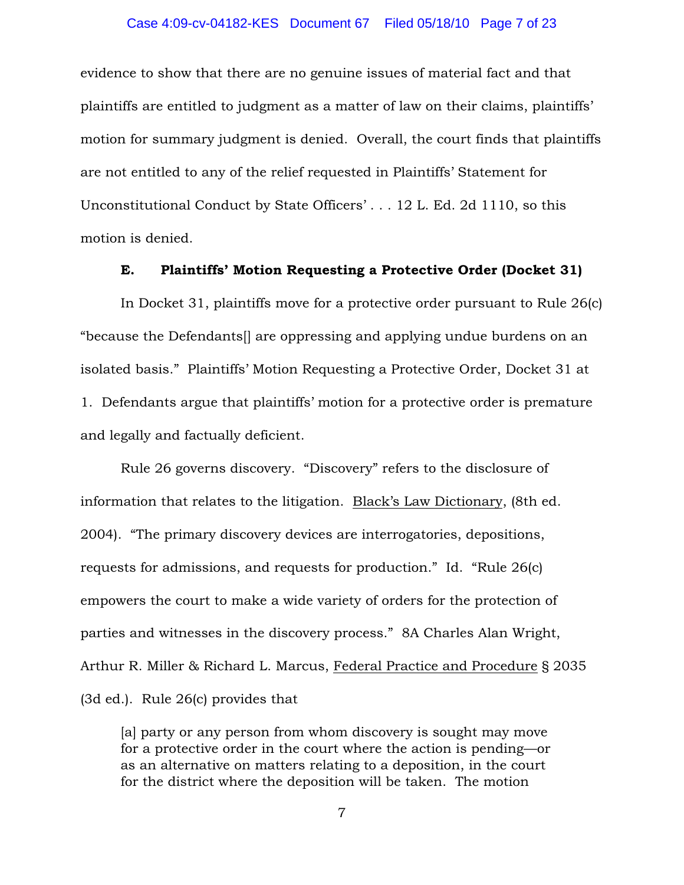evidence to show that there are no genuine issues of material fact and that plaintiffs are entitled to judgment as a matter of law on their claims, plaintiffs' motion for summary judgment is denied. Overall, the court finds that plaintiffs are not entitled to any of the relief requested in Plaintiffs' Statement for Unconstitutional Conduct by State Officers' . . . 12 L. Ed. 2d 1110, so this motion is denied.

**E. Plaintiffs' Motion Requesting a Protective Order (Docket 31)**

In Docket 31, plaintiffs move for a protective order pursuant to Rule 26(c) "because the Defendants[] are oppressing and applying undue burdens on an isolated basis." Plaintiffs' Motion Requesting a Protective Order, Docket 31 at 1. Defendants argue that plaintiffs' motion for a protective order is premature and legally and factually deficient.

Rule 26 governs discovery. "Discovery" refers to the disclosure of information that relates to the litigation. Black's Law Dictionary, (8th ed. 2004). "The primary discovery devices are interrogatories, depositions, requests for admissions, and requests for production." Id. "Rule 26(c) empowers the court to make a wide variety of orders for the protection of parties and witnesses in the discovery process." 8A Charles Alan Wright, Arthur R. Miller & Richard L. Marcus, Federal Practice and Procedure § 2035 (3d ed.). Rule 26(c) provides that

> [a] party or any person from whom discovery is sought may move for a protective order in the court where the action is pending—or as an alternative on matters relating to a deposition, in the court for the district where the deposition will be taken. The motion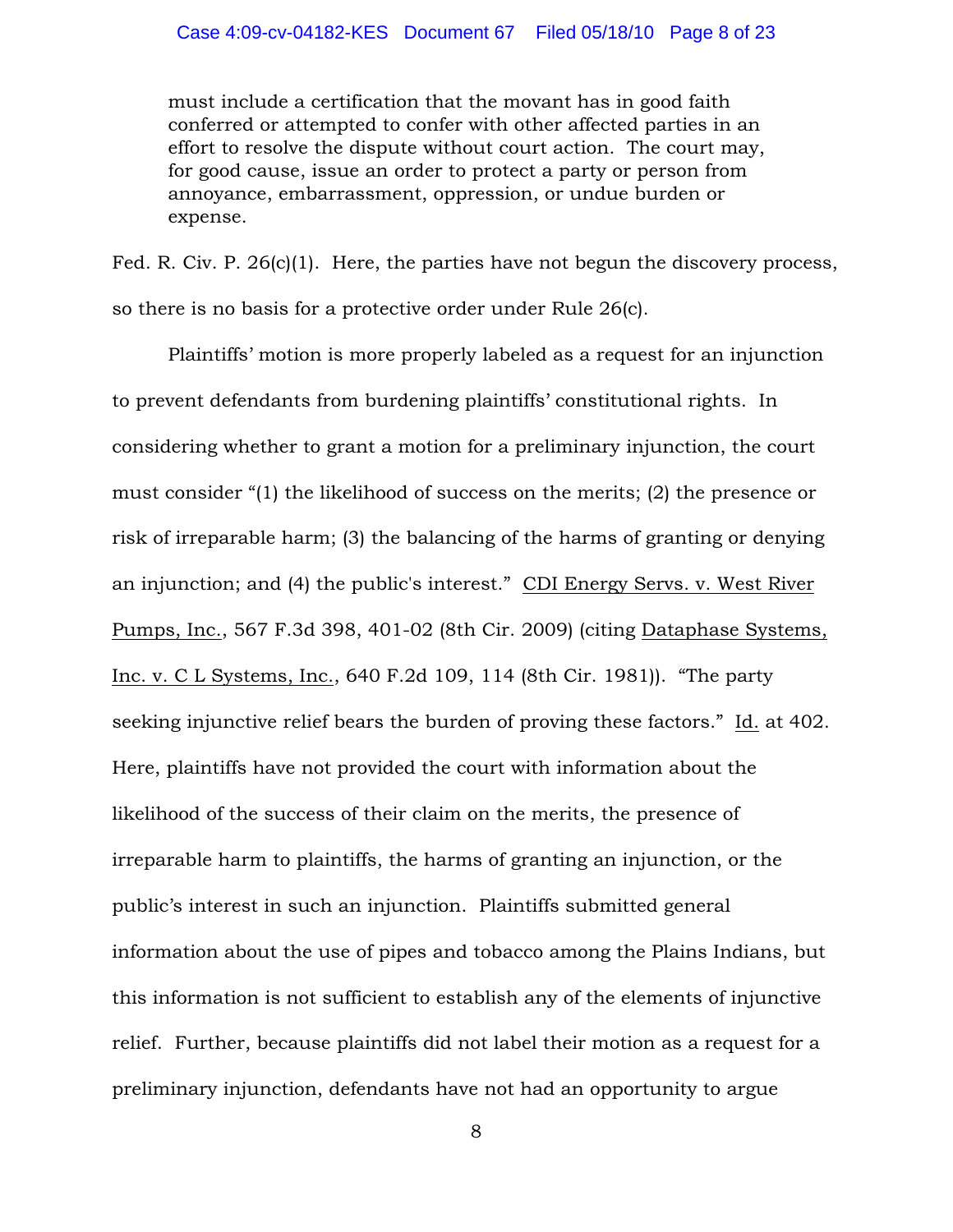> must include a certification that the movant has in good faith conferred or attempted to confer with other affected parties in an effort to resolve the dispute without court action. The court may, for good cause, issue an order to protect a party or person from annoyance, embarrassment, oppression, or undue burden or expense.

Fed. R. Civ. P. 26(c)(1). Here, the parties have not begun the discovery process, so there is no basis for a protective order under Rule 26(c).

Plaintiffs' motion is more properly labeled as a request for an injunction to prevent defendants from burdening plaintiffs' constitutional rights. In considering whether to grant a motion for a preliminary injunction, the court must consider "(1) the likelihood of success on the merits; (2) the presence or risk of irreparable harm; (3) the balancing of the harms of granting or denying an injunction; and (4) the public's interest." CDI Energy Servs. v. West River Pumps, Inc., 567 F.3d 398, 401-02 (8th Cir. 2009) (citing Dataphase Systems, Inc. v. C L Systems, Inc., 640 F.2d 109, 114 (8th Cir. 1981)). "The party seeking injunctive relief bears the burden of proving these factors." Id. at 402. Here, plaintiffs have not provided the court with information about the likelihood of the success of their claim on the merits, the presence of irreparable harm to plaintiffs, the harms of granting an injunction, or the public's interest in such an injunction. Plaintiffs submitted general information about the use of pipes and tobacco among the Plains Indians, but this information is not sufficient to establish any of the elements of injunctive relief. Further, because plaintiffs did not label their motion as a request for a preliminary injunction, defendants have not had an opportunity to argue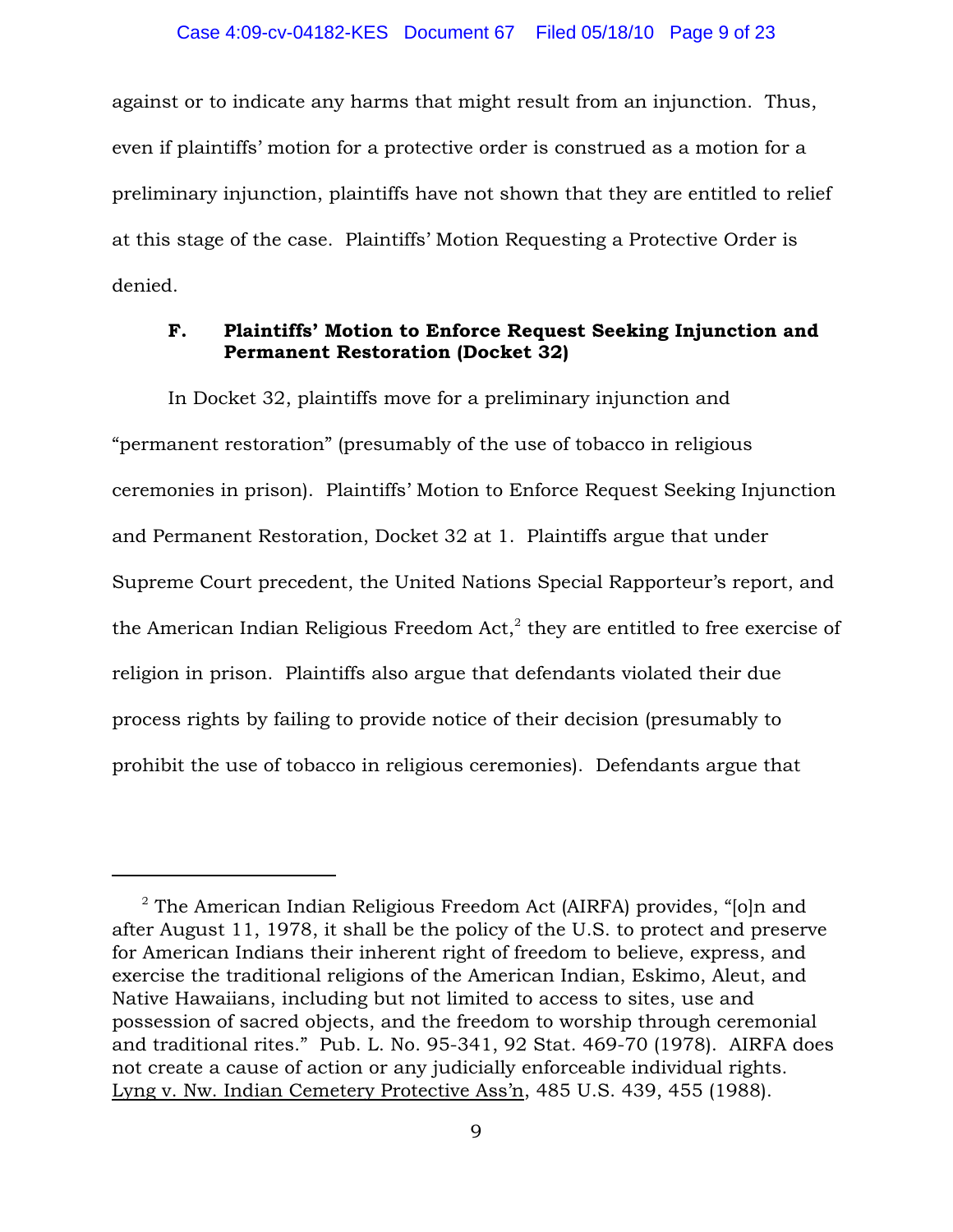against or to indicate any harms that might result from an injunction. Thus, even if plaintiffs' motion for a protective order is construed as a motion for a preliminary injunction, plaintiffs have not shown that they are entitled to relief at this stage of the case. Plaintiffs' Motion Requesting a Protective Order is denied.

### F. Plaintiffs' Motion to Enforce Request Seeking Injunction and Permanent Restoration (Docket 32)

In Docket 32, plaintiffs move for a preliminary injunction and "permanent restoration" (presumably of the use of tobacco in religious ceremonies in prison). Plaintiffs' Motion to Enforce Request Seeking Injunction and Permanent Restoration, Docket 32 at 1. Plaintiffs argue that under Supreme Court precedent, the United Nations Special Rapporteur's report, and the American Indian Religious Freedom Act,[2] they are entitled to free exercise of religion in prison. Plaintiffs also argue that defendants violated their due process rights by failing to provide notice of their decision (presumably to prohibit the use of tobacco in religious ceremonies). Defendants argue that

---

[2] The American Indian Religious Freedom Act (AIRFA) provides, "[o]n and after August 11, 1978, it shall be the policy of the U.S. to protect and preserve for American Indians their inherent right of freedom to believe, express, and exercise the traditional religions of the American Indian, Eskimo, Aleut, and Native Hawaiians, including but not limited to access to sites, use and possession of sacred objects, and the freedom to worship through ceremonial and traditional rites." Pub. L. No. 95-341, 92 Stat. 469-70 (1978). AIRFA does not create a cause of action or any judicially enforceable individual rights. Lyng v. Nw. Indian Cemetery Protective Ass'n, 485 U.S. 439, 455 (1988).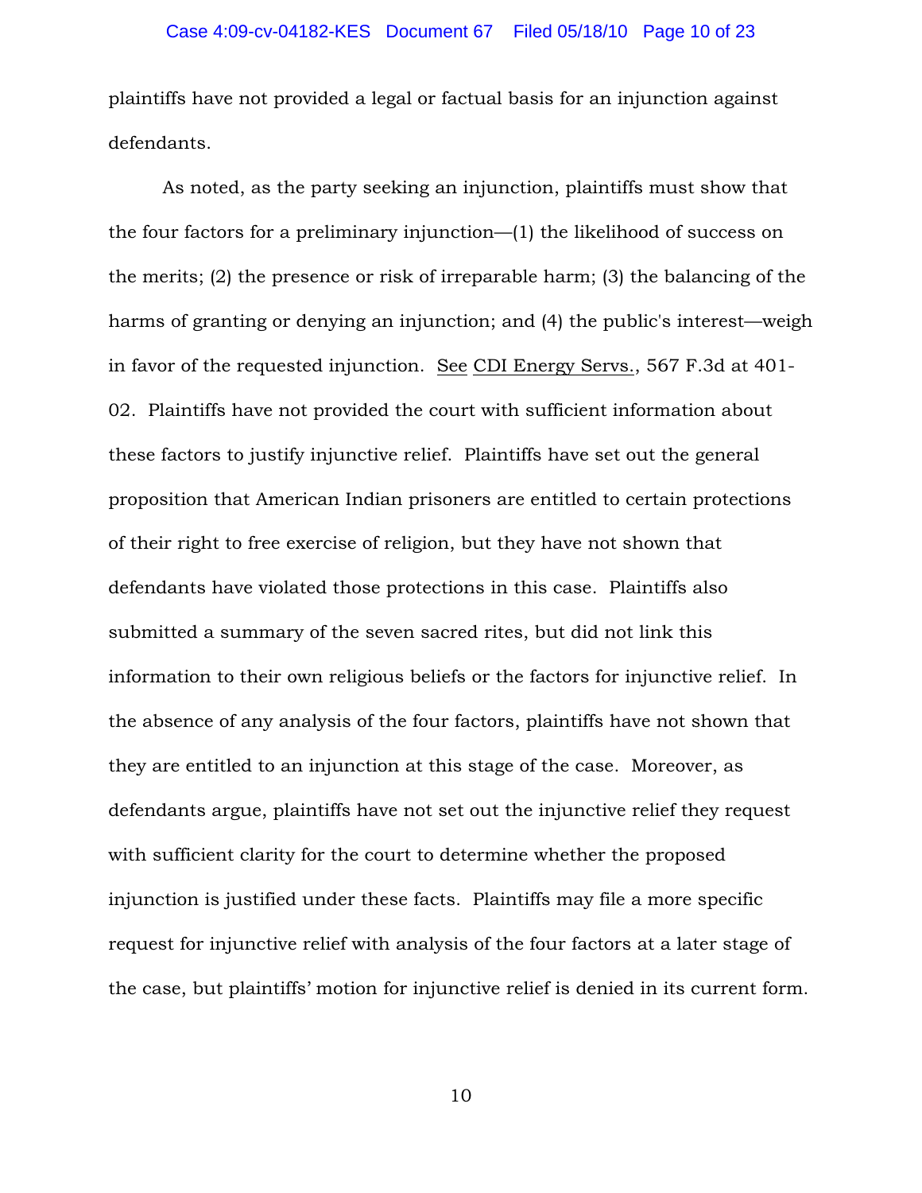plaintiffs have not provided a legal or factual basis for an injunction against defendants.

As noted, as the party seeking an injunction, plaintiffs must show that the four factors for a preliminary injunction—(1) the likelihood of success on the merits; (2) the presence or risk of irreparable harm; (3) the balancing of the harms of granting or denying an injunction; and (4) the public's interest—weigh in favor of the requested injunction. See CDI Energy Servs., 567 F.3d at 401-02. Plaintiffs have not provided the court with sufficient information about these factors to justify injunctive relief. Plaintiffs have set out the general proposition that American Indian prisoners are entitled to certain protections of their right to free exercise of religion, but they have not shown that defendants have violated those protections in this case. Plaintiffs also submitted a summary of the seven sacred rites, but did not link this information to their own religious beliefs or the factors for injunctive relief. In the absence of any analysis of the four factors, plaintiffs have not shown that they are entitled to an injunction at this stage of the case. Moreover, as defendants argue, plaintiffs have not set out the injunctive relief they request with sufficient clarity for the court to determine whether the proposed injunction is justified under these facts. Plaintiffs may file a more specific request for injunctive relief with analysis of the four factors at a later stage of the case, but plaintiffs' motion for injunctive relief is denied in its current form.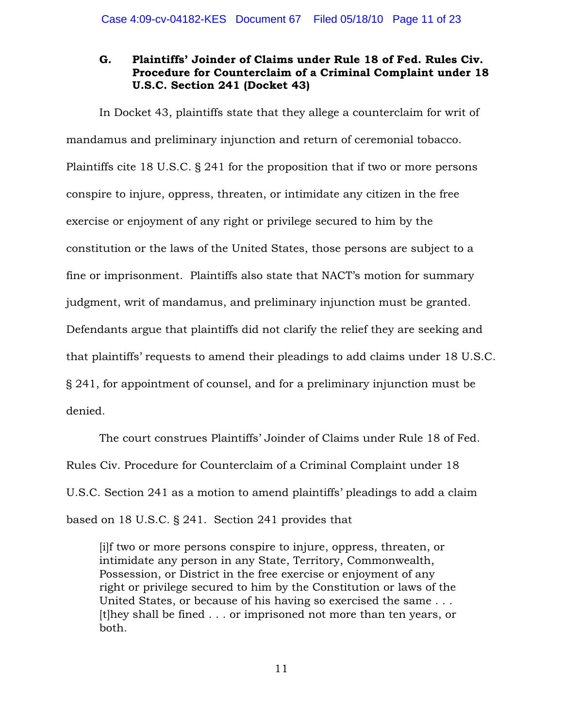### G. Plaintiffs' Joinder of Claims under Rule 18 of Fed. Rules Civ. Procedure for Counterclaim of a Criminal Complaint under 18 U.S.C. Section 241 (Docket 43)

In Docket 43, plaintiffs state that they allege a counterclaim for writ of mandamus and preliminary injunction and return of ceremonial tobacco. Plaintiffs cite 18 U.S.C. § 241 for the proposition that if two or more persons conspire to injure, oppress, threaten, or intimidate any citizen in the free exercise or enjoyment of any right or privilege secured to him by the constitution or the laws of the United States, those persons are subject to a fine or imprisonment. Plaintiffs also state that NACT's motion for summary judgment, writ of mandamus, and preliminary injunction must be granted. Defendants argue that plaintiffs did not clarify the relief they are seeking and that plaintiffs' requests to amend their pleadings to add claims under 18 U.S.C. § 241, for appointment of counsel, and for a preliminary injunction must be denied.

The court construes Plaintiffs' Joinder of Claims under Rule 18 of Fed. Rules Civ. Procedure for Counterclaim of a Criminal Complaint under 18 U.S.C. Section 241 as a motion to amend plaintiffs' pleadings to add a claim based on 18 U.S.C. § 241. Section 241 provides that

> [i]f two or more persons conspire to injure, oppress, threaten, or intimidate any person in any State, Territory, Commonwealth, Possession, or District in the free exercise or enjoyment of any right or privilege secured to him by the Constitution or laws of the United States, or because of his having so exercised the same . . . [t]hey shall be fined . . . or imprisoned not more than ten years, or both.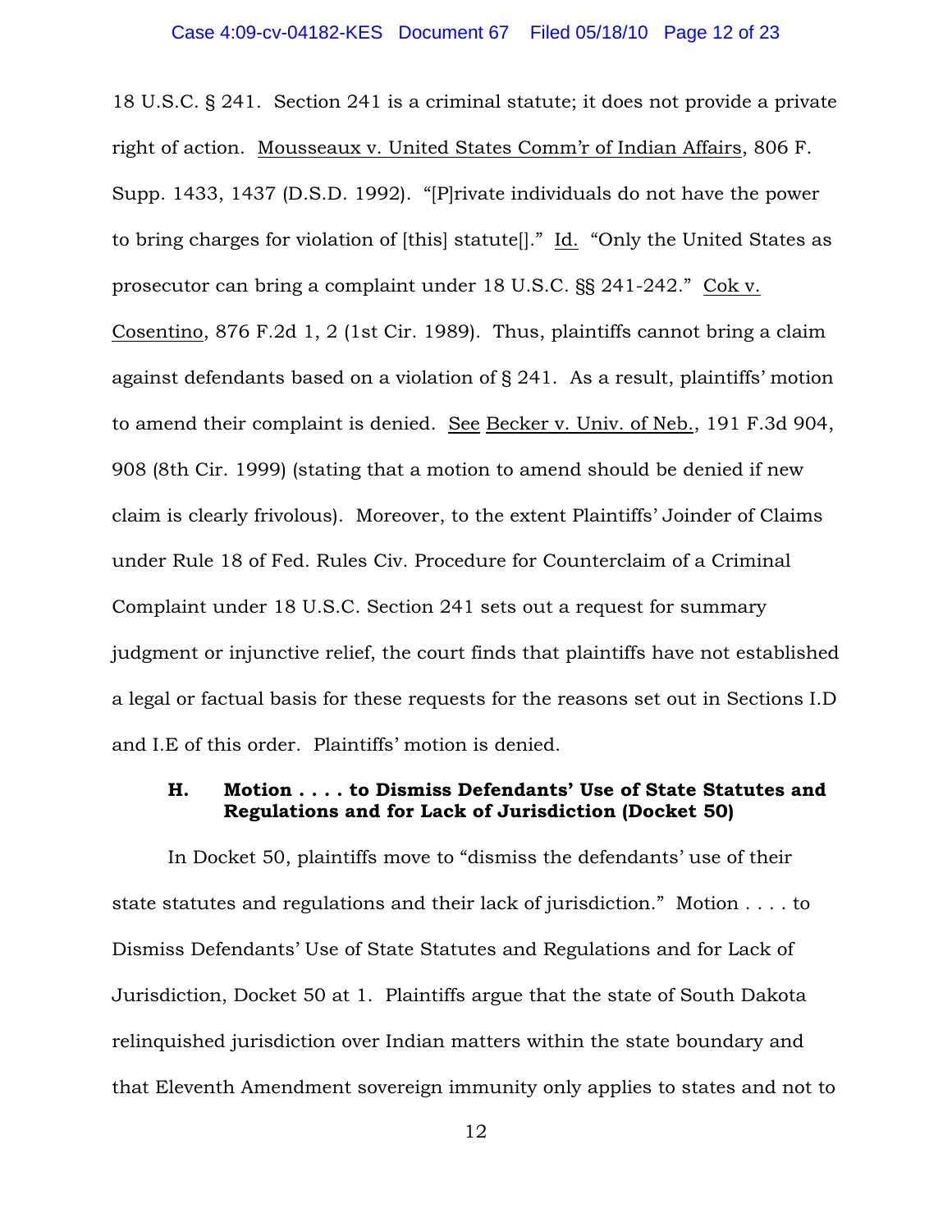18 U.S.C. § 241. Section 241 is a criminal statute; it does not provide a private right of action. Mousseaux v. United States Comm'r of Indian Affairs, 806 F. Supp. 1433, 1437 (D.S.D. 1992). "[P]rivate individuals do not have the power to bring charges for violation of [this] statute[]." Id. "Only the United States as prosecutor can bring a complaint under 18 U.S.C. §§ 241-242." Cok v. Cosentino, 876 F.2d 1, 2 (1st Cir. 1989). Thus, plaintiffs cannot bring a claim against defendants based on a violation of § 241. As a result, plaintiffs' motion to amend their complaint is denied. See Becker v. Univ. of Neb., 191 F.3d 904, 908 (8th Cir. 1999) (stating that a motion to amend should be denied if new claim is clearly frivolous). Moreover, to the extent Plaintiffs' Joinder of Claims under Rule 18 of Fed. Rules Civ. Procedure for Counterclaim of a Criminal Complaint under 18 U.S.C. Section 241 sets out a request for summary judgment or injunctive relief, the court finds that plaintiffs have not established a legal or factual basis for these requests for the reasons set out in Sections I.D and I.E of this order. Plaintiffs' motion is denied.

### H. Motion . . . . to Dismiss Defendants' Use of State Statutes and Regulations and for Lack of Jurisdiction (Docket 50)

In Docket 50, plaintiffs move to "dismiss the defendants' use of their state statutes and regulations and their lack of jurisdiction." Motion . . . . to Dismiss Defendants' Use of State Statutes and Regulations and for Lack of Jurisdiction, Docket 50 at 1. Plaintiffs argue that the state of South Dakota relinquished jurisdiction over Indian matters within the state boundary and that Eleventh Amendment sovereign immunity only applies to states and not to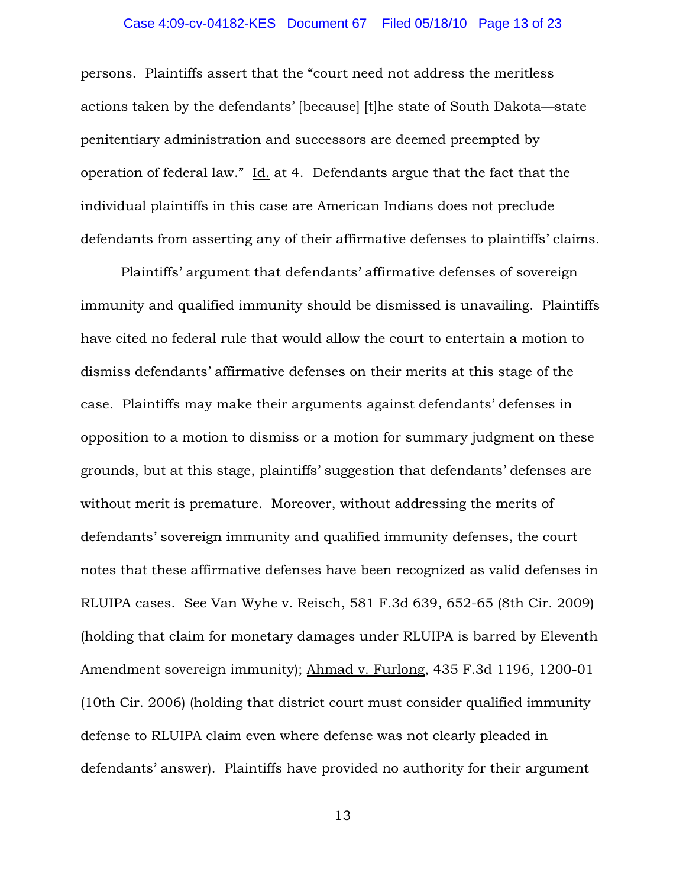persons. Plaintiffs assert that the "court need not address the meritless actions taken by the defendants' [because] [t]he state of South Dakota—state penitentiary administration and successors are deemed preempted by operation of federal law." Id. at 4. Defendants argue that the fact that the individual plaintiffs in this case are American Indians does not preclude defendants from asserting any of their affirmative defenses to plaintiffs' claims.

Plaintiffs' argument that defendants' affirmative defenses of sovereign immunity and qualified immunity should be dismissed is unavailing. Plaintiffs have cited no federal rule that would allow the court to entertain a motion to dismiss defendants' affirmative defenses on their merits at this stage of the case. Plaintiffs may make their arguments against defendants' defenses in opposition to a motion to dismiss or a motion for summary judgment on these grounds, but at this stage, plaintiffs' suggestion that defendants' defenses are without merit is premature. Moreover, without addressing the merits of defendants' sovereign immunity and qualified immunity defenses, the court notes that these affirmative defenses have been recognized as valid defenses in RLUIPA cases. See Van Wyhe v. Reisch, 581 F.3d 639, 652-65 (8th Cir. 2009) (holding that claim for monetary damages under RLUIPA is barred by Eleventh Amendment sovereign immunity); Ahmad v. Furlong, 435 F.3d 1196, 1200-01 (10th Cir. 2006) (holding that district court must consider qualified immunity defense to RLUIPA claim even where defense was not clearly pleaded in defendants' answer). Plaintiffs have provided no authority for their argument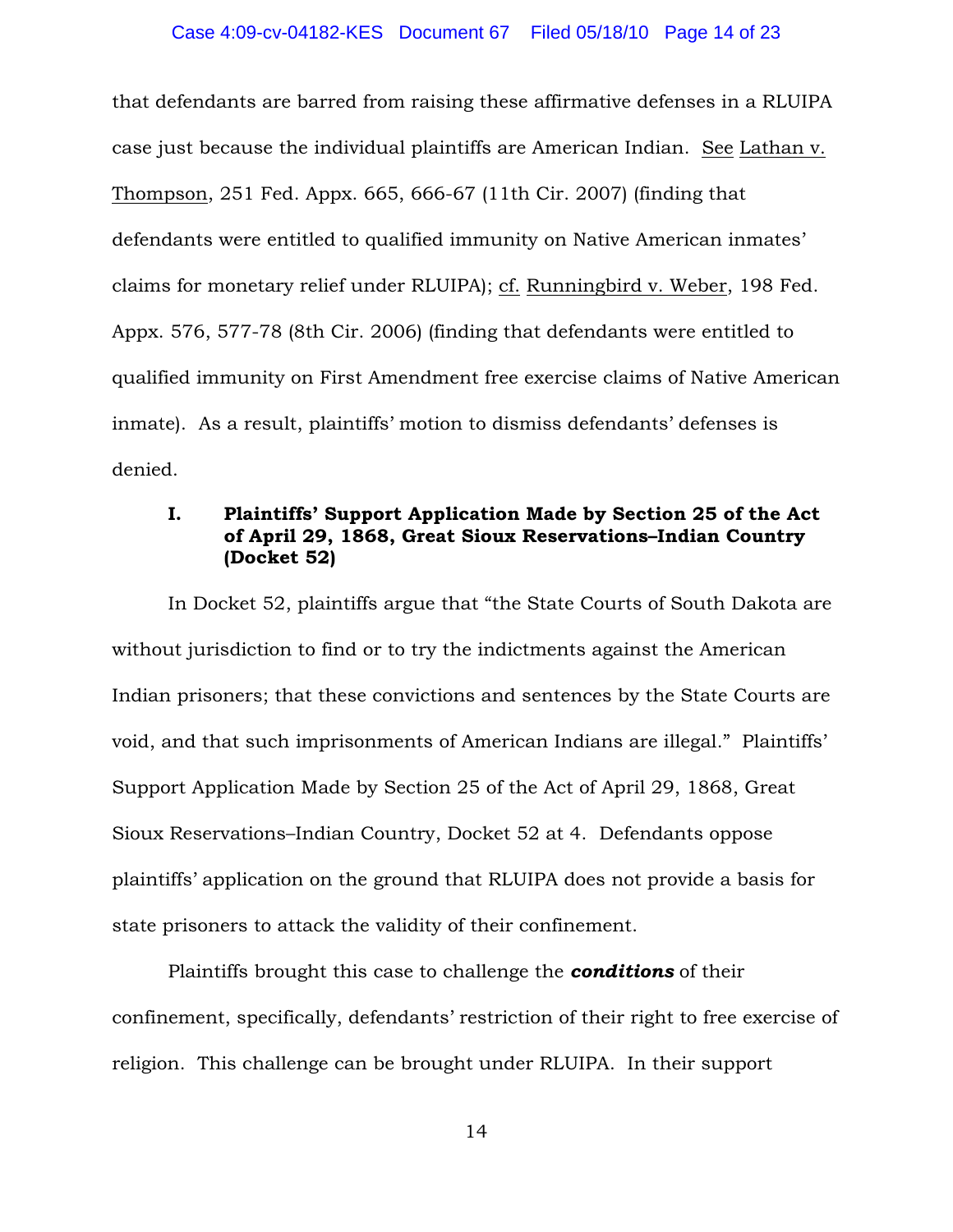that defendants are barred from raising these affirmative defenses in a RLUIPA case just because the individual plaintiffs are American Indian. See Lathan v. Thompson, 251 Fed. Appx. 665, 666-67 (11th Cir. 2007) (finding that defendants were entitled to qualified immunity on Native American inmates' claims for monetary relief under RLUIPA); cf. Runningbird v. Weber, 198 Fed. Appx. 576, 577-78 (8th Cir. 2006) (finding that defendants were entitled to qualified immunity on First Amendment free exercise claims of Native American inmate). As a result, plaintiffs' motion to dismiss defendants' defenses is denied.

### I. Plaintiffs' Support Application Made by Section 25 of the Act of April 29, 1868, Great Sioux Reservations–Indian Country (Docket 52)

In Docket 52, plaintiffs argue that "the State Courts of South Dakota are without jurisdiction to find or to try the indictments against the American Indian prisoners; that these convictions and sentences by the State Courts are void, and that such imprisonments of American Indians are illegal." Plaintiffs' Support Application Made by Section 25 of the Act of April 29, 1868, Great Sioux Reservations–Indian Country, Docket 52 at 4. Defendants oppose plaintiffs' application on the ground that RLUIPA does not provide a basis for state prisoners to attack the validity of their confinement.

Plaintiffs brought this case to challenge the ***conditions*** of their confinement, specifically, defendants' restriction of their right to free exercise of religion. This challenge can be brought under RLUIPA. In their support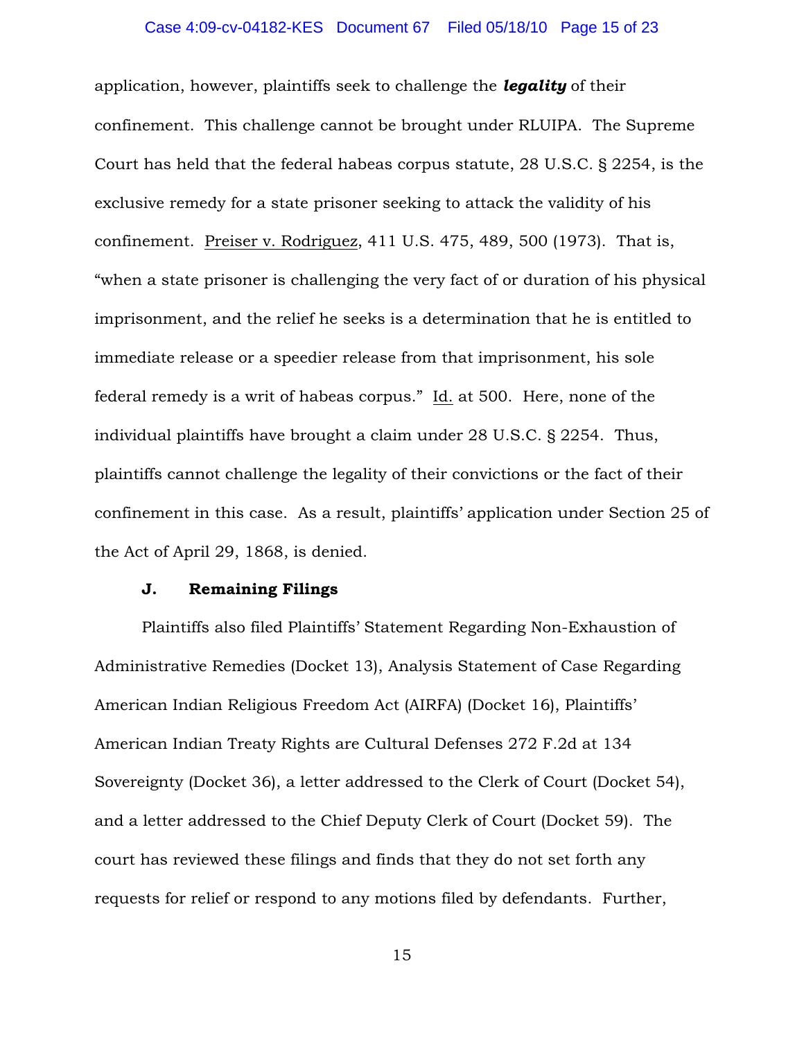application, however, plaintiffs seek to challenge the ***legality*** of their confinement. This challenge cannot be brought under RLUIPA. The Supreme Court has held that the federal habeas corpus statute, 28 U.S.C. § 2254, is the exclusive remedy for a state prisoner seeking to attack the validity of his confinement. Preiser v. Rodriguez, 411 U.S. 475, 489, 500 (1973). That is, "when a state prisoner is challenging the very fact of or duration of his physical imprisonment, and the relief he seeks is a determination that he is entitled to immediate release or a speedier release from that imprisonment, his sole federal remedy is a writ of habeas corpus." Id. at 500. Here, none of the individual plaintiffs have brought a claim under 28 U.S.C. § 2254. Thus, plaintiffs cannot challenge the legality of their convictions or the fact of their confinement in this case. As a result, plaintiffs' application under Section 25 of the Act of April 29, 1868, is denied.

### J. Remaining Filings

Plaintiffs also filed Plaintiffs' Statement Regarding Non-Exhaustion of Administrative Remedies (Docket 13), Analysis Statement of Case Regarding American Indian Religious Freedom Act (AIRFA) (Docket 16), Plaintiffs' American Indian Treaty Rights are Cultural Defenses 272 F.2d at 134 Sovereignty (Docket 36), a letter addressed to the Clerk of Court (Docket 54), and a letter addressed to the Chief Deputy Clerk of Court (Docket 59). The court has reviewed these filings and finds that they do not set forth any requests for relief or respond to any motions filed by defendants. Further,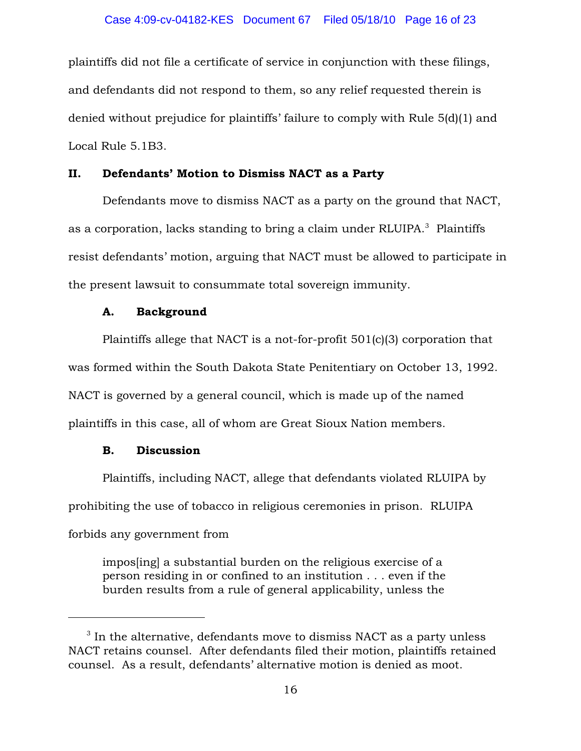plaintiffs did not file a certificate of service in conjunction with these filings, and defendants did not respond to them, so any relief requested therein is denied without prejudice for plaintiffs' failure to comply with Rule 5(d)(1) and Local Rule 5.1B3.

## II. Defendants' Motion to Dismiss NACT as a Party

Defendants move to dismiss NACT as a party on the ground that NACT, as a corporation, lacks standing to bring a claim under RLUIPA.[3] Plaintiffs resist defendants' motion, arguing that NACT must be allowed to participate in the present lawsuit to consummate total sovereign immunity.

### A. Background

Plaintiffs allege that NACT is a not-for-profit 501(c)(3) corporation that was formed within the South Dakota State Penitentiary on October 13, 1992. NACT is governed by a general council, which is made up of the named plaintiffs in this case, all of whom are Great Sioux Nation members.

### B. Discussion

Plaintiffs, including NACT, allege that defendants violated RLUIPA by prohibiting the use of tobacco in religious ceremonies in prison. RLUIPA forbids any government from

> impos[ing] a substantial burden on the religious exercise of a person residing in or confined to an institution . . . even if the burden results from a rule of general applicability, unless the

---

[3] In the alternative, defendants move to dismiss NACT as a party unless NACT retains counsel. After defendants filed their motion, plaintiffs retained counsel. As a result, defendants' alternative motion is denied as moot.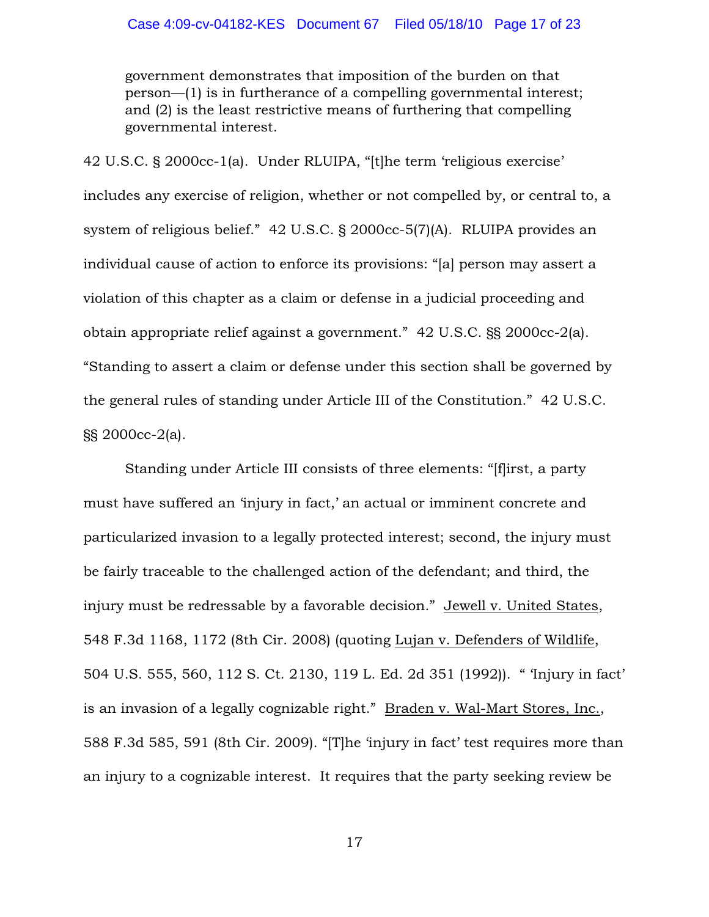> government demonstrates that imposition of the burden on that person—(1) is in furtherance of a compelling governmental interest; and (2) is the least restrictive means of furthering that compelling governmental interest.

42 U.S.C. § 2000cc-1(a). Under RLUIPA, "[t]he term 'religious exercise' includes any exercise of religion, whether or not compelled by, or central to, a system of religious belief." 42 U.S.C. § 2000cc-5(7)(A). RLUIPA provides an individual cause of action to enforce its provisions: "[a] person may assert a violation of this chapter as a claim or defense in a judicial proceeding and obtain appropriate relief against a government." 42 U.S.C. §§ 2000cc-2(a). "Standing to assert a claim or defense under this section shall be governed by the general rules of standing under Article III of the Constitution." 42 U.S.C. §§ 2000cc-2(a).

Standing under Article III consists of three elements: "[f]irst, a party must have suffered an 'injury in fact,' an actual or imminent concrete and particularized invasion to a legally protected interest; second, the injury must be fairly traceable to the challenged action of the defendant; and third, the injury must be redressable by a favorable decision." Jewell v. United States, 548 F.3d 1168, 1172 (8th Cir. 2008) (quoting Lujan v. Defenders of Wildlife, 504 U.S. 555, 560, 112 S. Ct. 2130, 119 L. Ed. 2d 351 (1992)). " 'Injury in fact' is an invasion of a legally cognizable right." Braden v. Wal-Mart Stores, Inc., 588 F.3d 585, 591 (8th Cir. 2009). "[T]he 'injury in fact' test requires more than an injury to a cognizable interest. It requires that the party seeking review be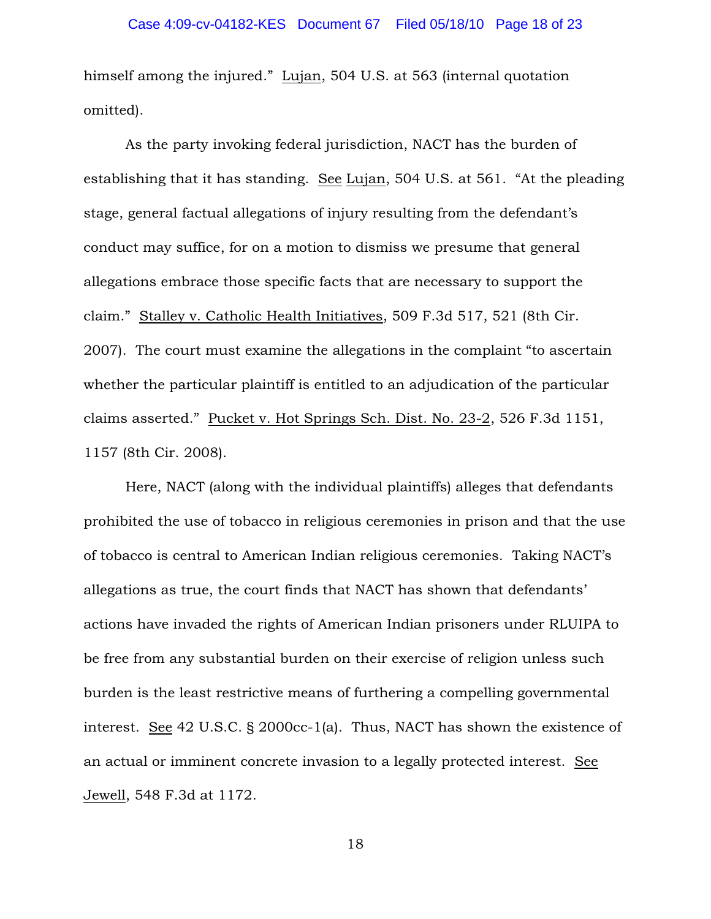himself among the injured." Lujan, 504 U.S. at 563 (internal quotation omitted).

As the party invoking federal jurisdiction, NACT has the burden of establishing that it has standing. See Lujan, 504 U.S. at 561. "At the pleading stage, general factual allegations of injury resulting from the defendant's conduct may suffice, for on a motion to dismiss we presume that general allegations embrace those specific facts that are necessary to support the claim." Stalley v. Catholic Health Initiatives, 509 F.3d 517, 521 (8th Cir. 2007). The court must examine the allegations in the complaint "to ascertain whether the particular plaintiff is entitled to an adjudication of the particular claims asserted." Pucket v. Hot Springs Sch. Dist. No. 23-2, 526 F.3d 1151, 1157 (8th Cir. 2008).

Here, NACT (along with the individual plaintiffs) alleges that defendants prohibited the use of tobacco in religious ceremonies in prison and that the use of tobacco is central to American Indian religious ceremonies. Taking NACT's allegations as true, the court finds that NACT has shown that defendants' actions have invaded the rights of American Indian prisoners under RLUIPA to be free from any substantial burden on their exercise of religion unless such burden is the least restrictive means of furthering a compelling governmental interest. See 42 U.S.C. § 2000cc-1(a). Thus, NACT has shown the existence of an actual or imminent concrete invasion to a legally protected interest. See Jewell, 548 F.3d at 1172.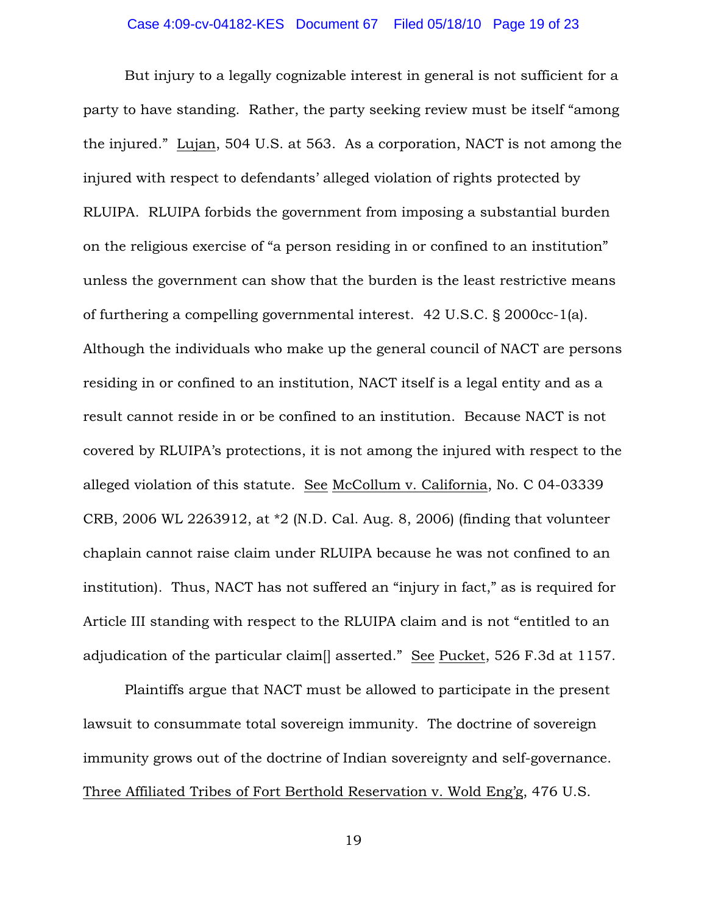But injury to a legally cognizable interest in general is not sufficient for a party to have standing. Rather, the party seeking review must be itself "among the injured." Lujan, 504 U.S. at 563. As a corporation, NACT is not among the injured with respect to defendants' alleged violation of rights protected by RLUIPA. RLUIPA forbids the government from imposing a substantial burden on the religious exercise of "a person residing in or confined to an institution" unless the government can show that the burden is the least restrictive means of furthering a compelling governmental interest. 42 U.S.C. § 2000cc-1(a). Although the individuals who make up the general council of NACT are persons residing in or confined to an institution, NACT itself is a legal entity and as a result cannot reside in or be confined to an institution. Because NACT is not covered by RLUIPA's protections, it is not among the injured with respect to the alleged violation of this statute. See McCollum v. California, No. C 04-03339 CRB, 2006 WL 2263912, at *2 (N.D. Cal. Aug. 8, 2006) (finding that volunteer chaplain cannot raise claim under RLUIPA because he was not confined to an institution). Thus, NACT has not suffered an "injury in fact," as is required for Article III standing with respect to the RLUIPA claim and is not "entitled to an adjudication of the particular claim[] asserted." See Pucket, 526 F.3d at 1157.

Plaintiffs argue that NACT must be allowed to participate in the present lawsuit to consummate total sovereign immunity. The doctrine of sovereign immunity grows out of the doctrine of Indian sovereignty and self-governance. Three Affiliated Tribes of Fort Berthold Reservation v. Wold Eng'g, 476 U.S.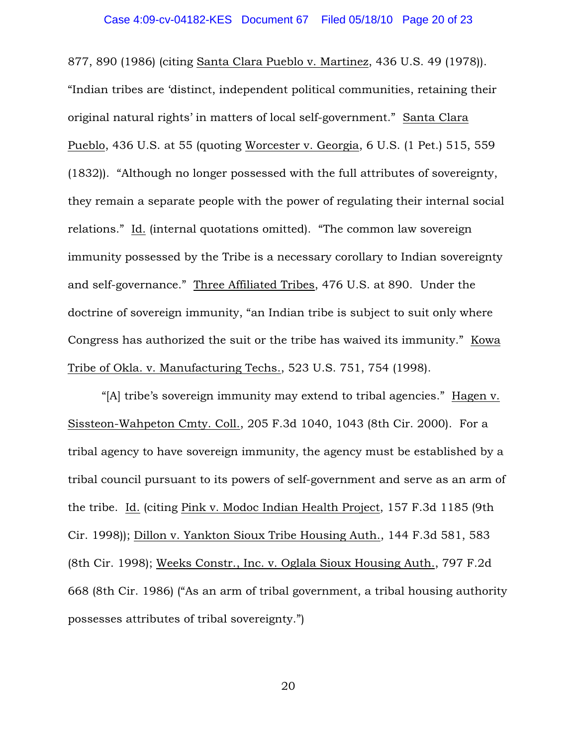877, 890 (1986) (citing Santa Clara Pueblo v. Martinez, 436 U.S. 49 (1978)). "Indian tribes are 'distinct, independent political communities, retaining their original natural rights' in matters of local self-government." Santa Clara Pueblo, 436 U.S. at 55 (quoting Worcester v. Georgia, 6 U.S. (1 Pet.) 515, 559 (1832)). "Although no longer possessed with the full attributes of sovereignty, they remain a separate people with the power of regulating their internal social relations." Id. (internal quotations omitted). "The common law sovereign immunity possessed by the Tribe is a necessary corollary to Indian sovereignty and self-governance." Three Affiliated Tribes, 476 U.S. at 890. Under the doctrine of sovereign immunity, "an Indian tribe is subject to suit only where Congress has authorized the suit or the tribe has waived its immunity." Kowa Tribe of Okla. v. Manufacturing Techs., 523 U.S. 751, 754 (1998).

"[A] tribe's sovereign immunity may extend to tribal agencies." Hagen v. Sissteon-Wahpeton Cmty. Coll., 205 F.3d 1040, 1043 (8th Cir. 2000). For a tribal agency to have sovereign immunity, the agency must be established by a tribal council pursuant to its powers of self-government and serve as an arm of the tribe. Id. (citing Pink v. Modoc Indian Health Project, 157 F.3d 1185 (9th Cir. 1998)); Dillon v. Yankton Sioux Tribe Housing Auth., 144 F.3d 581, 583 (8th Cir. 1998); Weeks Constr., Inc. v. Oglala Sioux Housing Auth., 797 F.2d 668 (8th Cir. 1986) ("As an arm of tribal government, a tribal housing authority possesses attributes of tribal sovereignty.")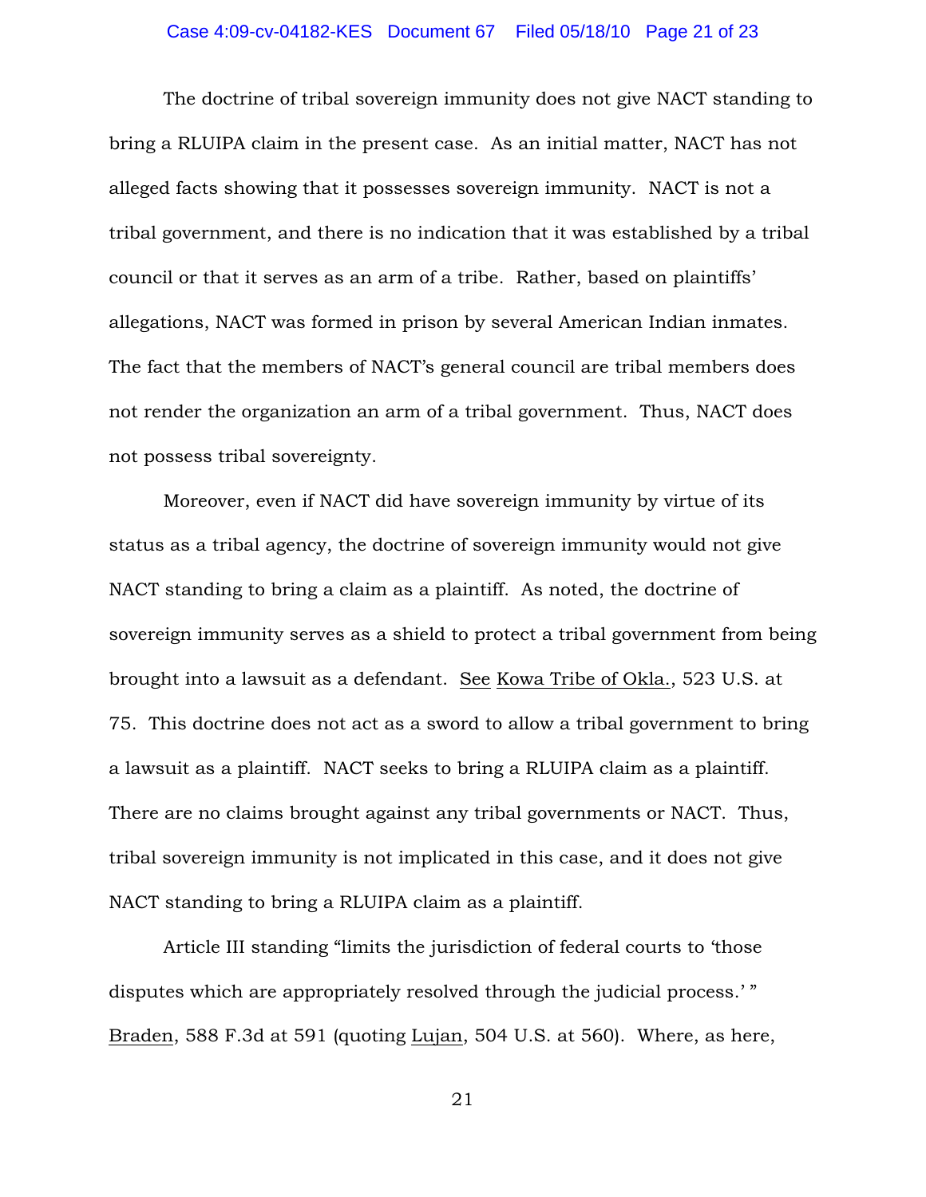The doctrine of tribal sovereign immunity does not give NACT standing to bring a RLUIPA claim in the present case. As an initial matter, NACT has not alleged facts showing that it possesses sovereign immunity. NACT is not a tribal government, and there is no indication that it was established by a tribal council or that it serves as an arm of a tribe. Rather, based on plaintiffs' allegations, NACT was formed in prison by several American Indian inmates. The fact that the members of NACT's general council are tribal members does not render the organization an arm of a tribal government. Thus, NACT does not possess tribal sovereignty.

Moreover, even if NACT did have sovereign immunity by virtue of its status as a tribal agency, the doctrine of sovereign immunity would not give NACT standing to bring a claim as a plaintiff. As noted, the doctrine of sovereign immunity serves as a shield to protect a tribal government from being brought into a lawsuit as a defendant. See Kowa Tribe of Okla., 523 U.S. at 75. This doctrine does not act as a sword to allow a tribal government to bring a lawsuit as a plaintiff. NACT seeks to bring a RLUIPA claim as a plaintiff. There are no claims brought against any tribal governments or NACT. Thus, tribal sovereign immunity is not implicated in this case, and it does not give NACT standing to bring a RLUIPA claim as a plaintiff.

Article III standing "limits the jurisdiction of federal courts to 'those disputes which are appropriately resolved through the judicial process.' " Braden, 588 F.3d at 591 (quoting Lujan, 504 U.S. at 560). Where, as here,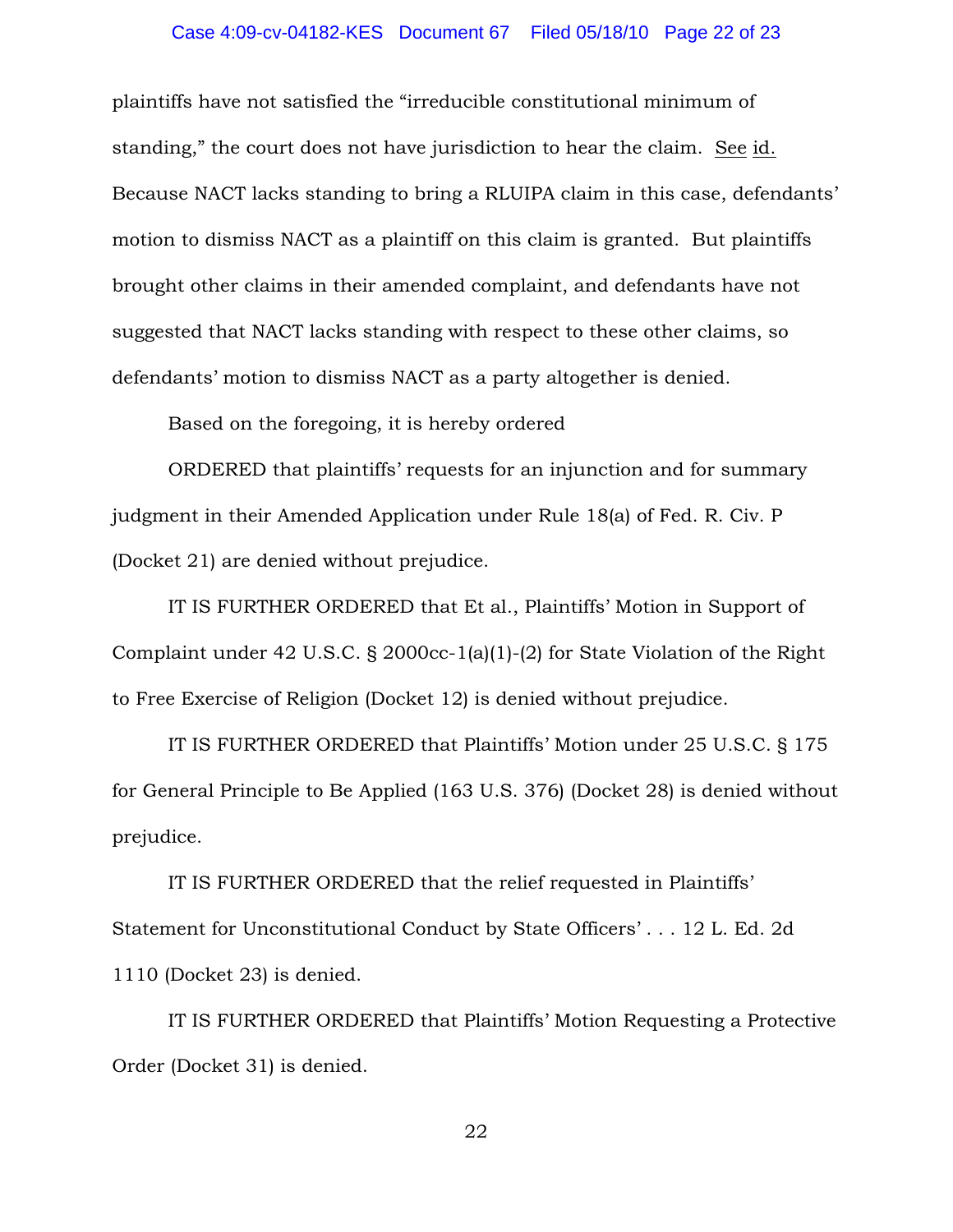plaintiffs have not satisfied the "irreducible constitutional minimum of standing," the court does not have jurisdiction to hear the claim. See id. Because NACT lacks standing to bring a RLUIPA claim in this case, defendants' motion to dismiss NACT as a plaintiff on this claim is granted. But plaintiffs brought other claims in their amended complaint, and defendants have not suggested that NACT lacks standing with respect to these other claims, so defendants' motion to dismiss NACT as a party altogether is denied.

Based on the foregoing, it is hereby ordered

ORDERED that plaintiffs' requests for an injunction and for summary judgment in their Amended Application under Rule 18(a) of Fed. R. Civ. P (Docket 21) are denied without prejudice.

IT IS FURTHER ORDERED that Et al., Plaintiffs' Motion in Support of Complaint under 42 U.S.C. § 2000cc-1(a)(1)-(2) for State Violation of the Right to Free Exercise of Religion (Docket 12) is denied without prejudice.

IT IS FURTHER ORDERED that Plaintiffs' Motion under 25 U.S.C. § 175 for General Principle to Be Applied (163 U.S. 376) (Docket 28) is denied without prejudice.

IT IS FURTHER ORDERED that the relief requested in Plaintiffs' Statement for Unconstitutional Conduct by State Officers' . . . 12 L. Ed. 2d 1110 (Docket 23) is denied.

IT IS FURTHER ORDERED that Plaintiffs' Motion Requesting a Protective Order (Docket 31) is denied.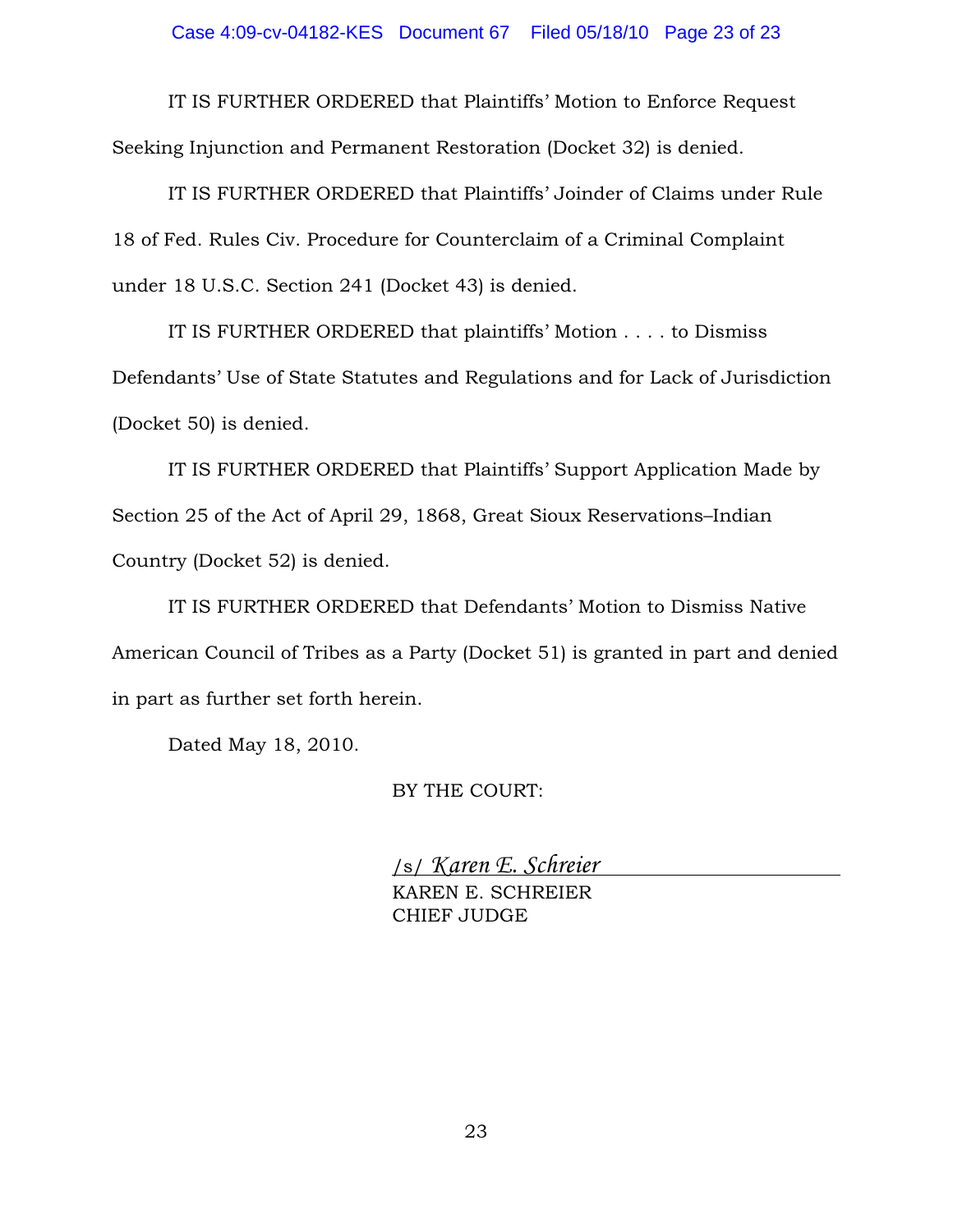IT IS FURTHER ORDERED that Plaintiffs' Motion to Enforce Request Seeking Injunction and Permanent Restoration (Docket 32) is denied.

IT IS FURTHER ORDERED that Plaintiffs' Joinder of Claims under Rule 18 of Fed. Rules Civ. Procedure for Counterclaim of a Criminal Complaint under 18 U.S.C. Section 241 (Docket 43) is denied.

IT IS FURTHER ORDERED that plaintiffs' Motion . . . . to Dismiss Defendants' Use of State Statutes and Regulations and for Lack of Jurisdiction (Docket 50) is denied.

IT IS FURTHER ORDERED that Plaintiffs' Support Application Made by Section 25 of the Act of April 29, 1868, Great Sioux Reservations–Indian Country (Docket 52) is denied.

IT IS FURTHER ORDERED that Defendants' Motion to Dismiss Native American Council of Tribes as a Party (Docket 51) is granted in part and denied in part as further set forth herein.

Dated May 18, 2010.

BY THE COURT:

/s/ *Karen E. Schreier*
KAREN E. SCHREIER
CHIEF JUDGE